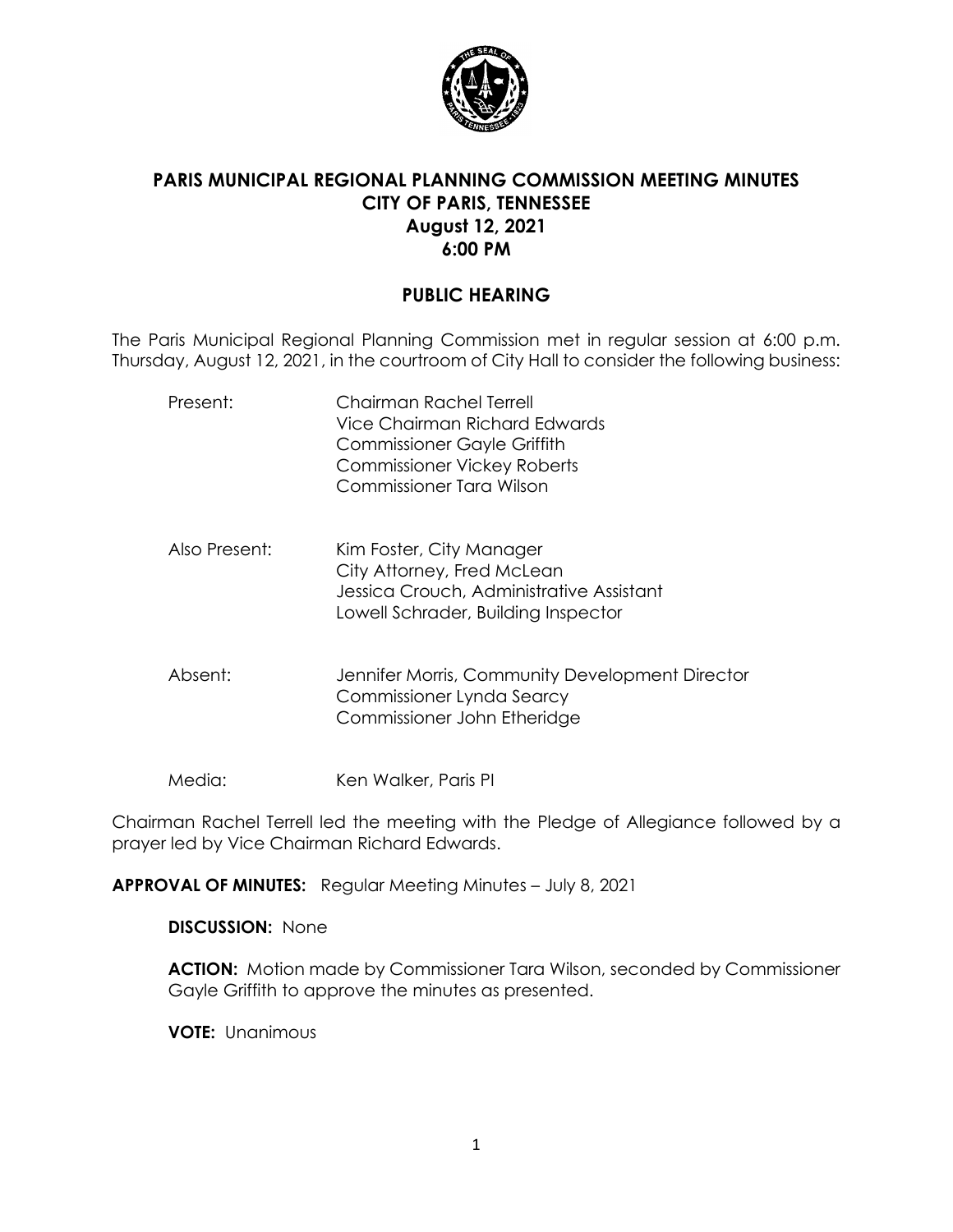# PARIS MUNICIPAL REGIONAL PLANNING COMMISSION MEETING MINUTES
## CITY OF PARIS, TENNESSEE
## August 12, 2021
## 6:00 PM

## PUBLIC HEARING

The Paris Municipal Regional Planning Commission met in regular session at 6:00 p.m. Thursday, August 12, 2021, in the courtroom of City Hall to consider the following business:

| | |
|---|---|
| Present: | Chairman Rachel Terrell<br>Vice Chairman Richard Edwards<br>Commissioner Gayle Griffith<br>Commissioner Vickey Roberts<br>Commissioner Tara Wilson |
| Also Present: | Kim Foster, City Manager<br>City Attorney, Fred McLean<br>Jessica Crouch, Administrative Assistant<br>Lowell Schrader, Building Inspector |
| Absent: | Jennifer Morris, Community Development Director<br>Commissioner Lynda Searcy<br>Commissioner John Etheridge |
| Media: | Ken Walker, Paris PI |

Chairman Rachel Terrell led the meeting with the Pledge of Allegiance followed by a prayer led by Vice Chairman Richard Edwards.

**APPROVAL OF MINUTES:** Regular Meeting Minutes – July 8, 2021

**DISCUSSION:** None

**ACTION:** Motion made by Commissioner Tara Wilson, seconded by Commissioner Gayle Griffith to approve the minutes as presented.

**VOTE:** Unanimous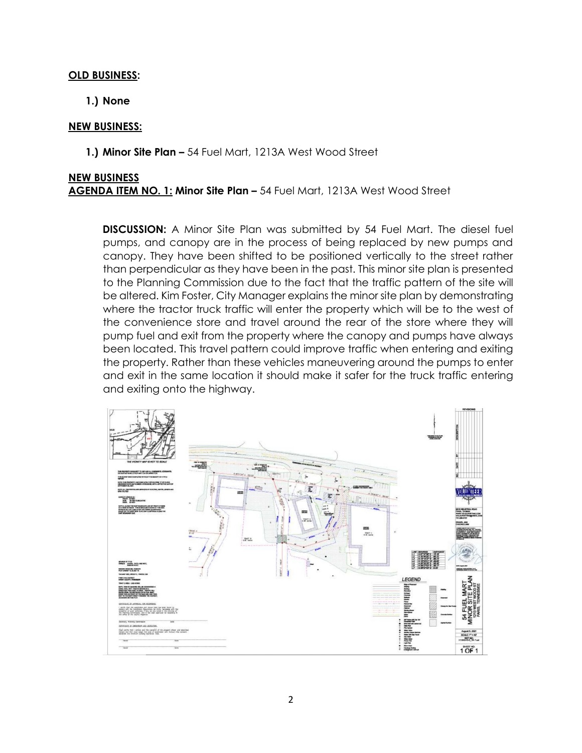**OLD BUSINESS:**

**1.) None**

**NEW BUSINESS:**

**1.) Minor Site Plan –** 54 Fuel Mart, 1213A West Wood Street

**NEW BUSINESS**
**AGENDA ITEM NO. 1: Minor Site Plan –** 54 Fuel Mart, 1213A West Wood Street

**DISCUSSION:** A Minor Site Plan was submitted by 54 Fuel Mart. The diesel fuel pumps, and canopy are in the process of being replaced by new pumps and canopy. They have been shifted to be positioned vertically to the street rather than perpendicular as they have been in the past. This minor site plan is presented to the Planning Commission due to the fact that the traffic pattern of the site will be altered. Kim Foster, City Manager explains the minor site plan by demonstrating where the tractor truck traffic will enter the property which will be to the west of the convenience store and travel around the rear of the store where they will pump fuel and exit from the property where the canopy and pumps have always been located. This travel pattern could improve traffic when entering and exiting the property. Rather than these vehicles maneuvering around the pumps to enter and exit in the same location it should make it safer for the truck traffic entering and exiting onto the highway.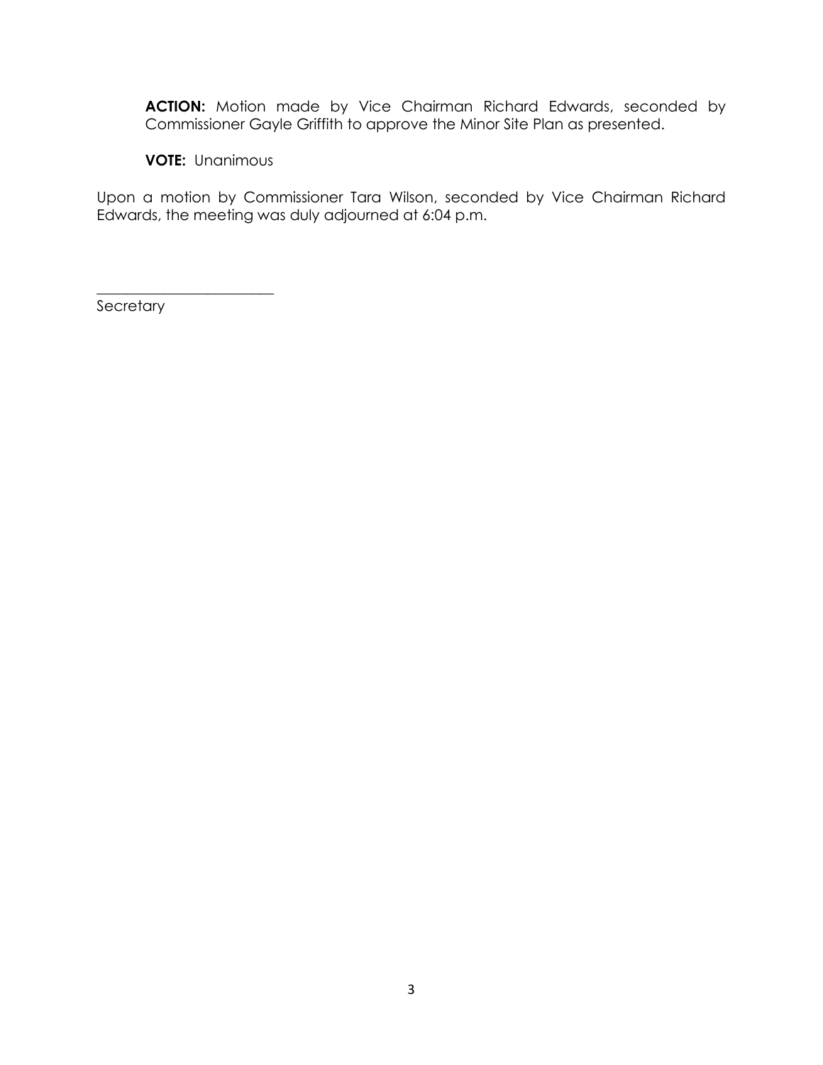**ACTION:** Motion made by Vice Chairman Richard Edwards, seconded by Commissioner Gayle Griffith to approve the Minor Site Plan as presented.

**VOTE:** Unanimous

Upon a motion by Commissioner Tara Wilson, seconded by Vice Chairman Richard Edwards, the meeting was duly adjourned at 6:04 p.m.

_________________________

Secretary